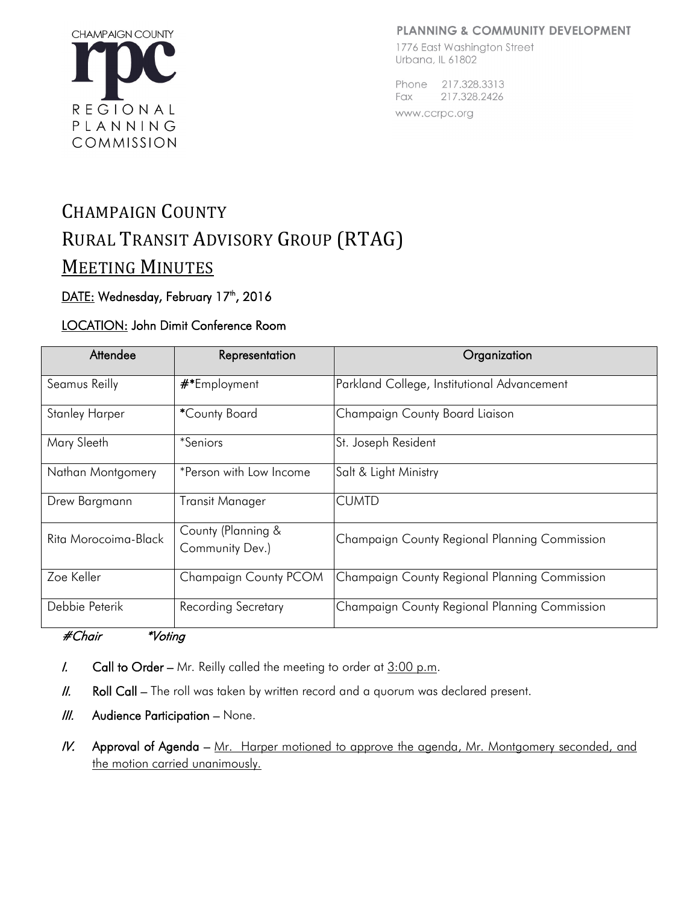CHAMPAIGN COUNTY

rpc

REGIONAL PLANNING COMMISSION

**PLANNING & COMMUNITY DEVELOPMENT**

1776 East Washington Street
Urbana, IL 61802

Phone 217.328.3313
Fax 217.328.2426
www.ccrpc.org

# CHAMPAIGN COUNTY
# RURAL TRANSIT ADVISORY GROUP (RTAG)
# MEETING MINUTES

**DATE:** **Wednesday, February 17th, 2016**

**LOCATION:** **John Dimit Conference Room**

| Attendee | Representation | Organization |
|---|---|---|
| Seamus Reilly | #*Employment | Parkland College, Institutional Advancement |
| Stanley Harper | *County Board | Champaign County Board Liaison |
| Mary Sleeth | *Seniors | St. Joseph Resident |
| Nathan Montgomery | *Person with Low Income | Salt & Light Ministry |
| Drew Bargmann | Transit Manager | CUMTD |
| Rita Morocoima-Black | County (Planning & Community Dev.) | Champaign County Regional Planning Commission |
| Zoe Keller | Champaign County PCOM | Champaign County Regional Planning Commission |
| Debbie Peterik | Recording Secretary | Champaign County Regional Planning Commission |

*#Chair* *\*Voting*

*I.* **Call to Order** – Mr. Reilly called the meeting to order at 3:00 p.m.

*II.* **Roll Call** – The roll was taken by written record and a quorum was declared present.

*III.* **Audience Participation** – None.

*IV.* **Approval of Agenda** – Mr. Harper motioned to approve the agenda, Mr. Montgomery seconded, and the motion carried unanimously.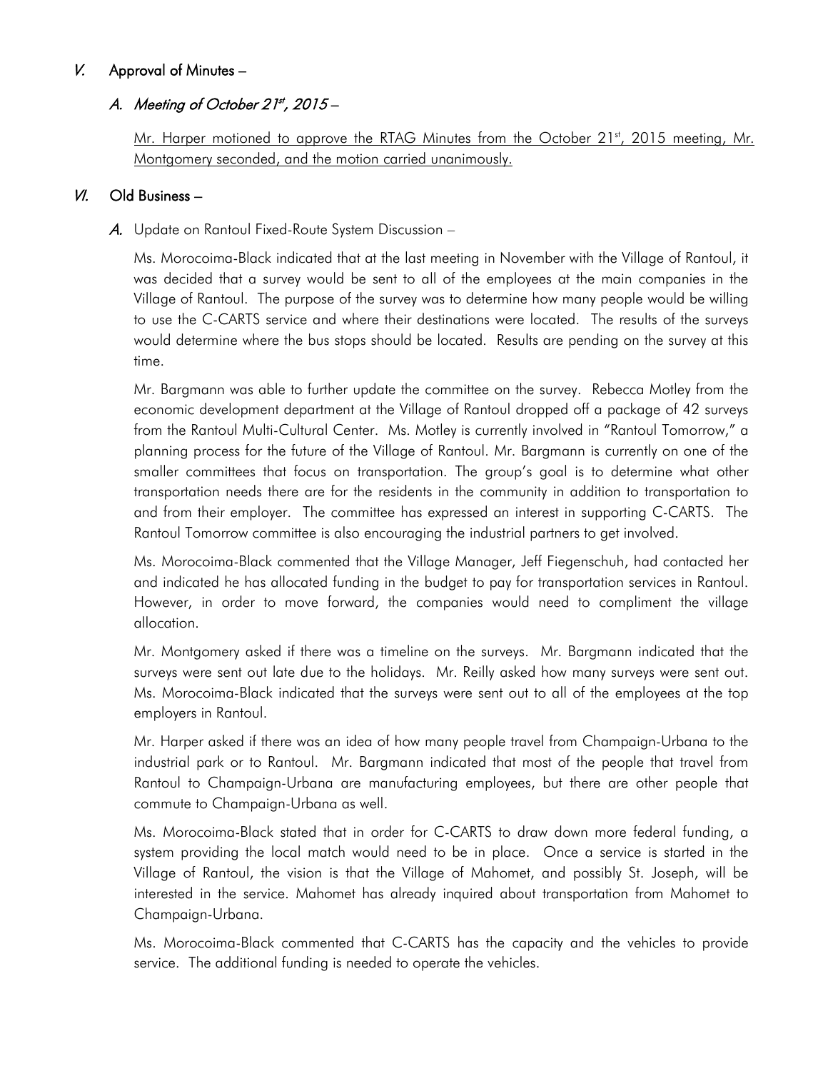## V. Approval of Minutes –

### A. *Meeting of October 21st, 2015* –

Mr. Harper motioned to approve the RTAG Minutes from the October 21st, 2015 meeting, Mr. Montgomery seconded, and the motion carried unanimously.

## VI. Old Business –

### A. Update on Rantoul Fixed-Route System Discussion –

Ms. Morocoima-Black indicated that at the last meeting in November with the Village of Rantoul, it was decided that a survey would be sent to all of the employees at the main companies in the Village of Rantoul. The purpose of the survey was to determine how many people would be willing to use the C-CARTS service and where their destinations were located. The results of the surveys would determine where the bus stops should be located. Results are pending on the survey at this time.

Mr. Bargmann was able to further update the committee on the survey. Rebecca Motley from the economic development department at the Village of Rantoul dropped off a package of 42 surveys from the Rantoul Multi-Cultural Center. Ms. Motley is currently involved in "Rantoul Tomorrow," a planning process for the future of the Village of Rantoul. Mr. Bargmann is currently on one of the smaller committees that focus on transportation. The group's goal is to determine what other transportation needs there are for the residents in the community in addition to transportation to and from their employer. The committee has expressed an interest in supporting C-CARTS. The Rantoul Tomorrow committee is also encouraging the industrial partners to get involved.

Ms. Morocoima-Black commented that the Village Manager, Jeff Fiegenschuh, had contacted her and indicated he has allocated funding in the budget to pay for transportation services in Rantoul. However, in order to move forward, the companies would need to compliment the village allocation.

Mr. Montgomery asked if there was a timeline on the surveys. Mr. Bargmann indicated that the surveys were sent out late due to the holidays. Mr. Reilly asked how many surveys were sent out. Ms. Morocoima-Black indicated that the surveys were sent out to all of the employees at the top employers in Rantoul.

Mr. Harper asked if there was an idea of how many people travel from Champaign-Urbana to the industrial park or to Rantoul. Mr. Bargmann indicated that most of the people that travel from Rantoul to Champaign-Urbana are manufacturing employees, but there are other people that commute to Champaign-Urbana as well.

Ms. Morocoima-Black stated that in order for C-CARTS to draw down more federal funding, a system providing the local match would need to be in place. Once a service is started in the Village of Rantoul, the vision is that the Village of Mahomet, and possibly St. Joseph, will be interested in the service. Mahomet has already inquired about transportation from Mahomet to Champaign-Urbana.

Ms. Morocoima-Black commented that C-CARTS has the capacity and the vehicles to provide service. The additional funding is needed to operate the vehicles.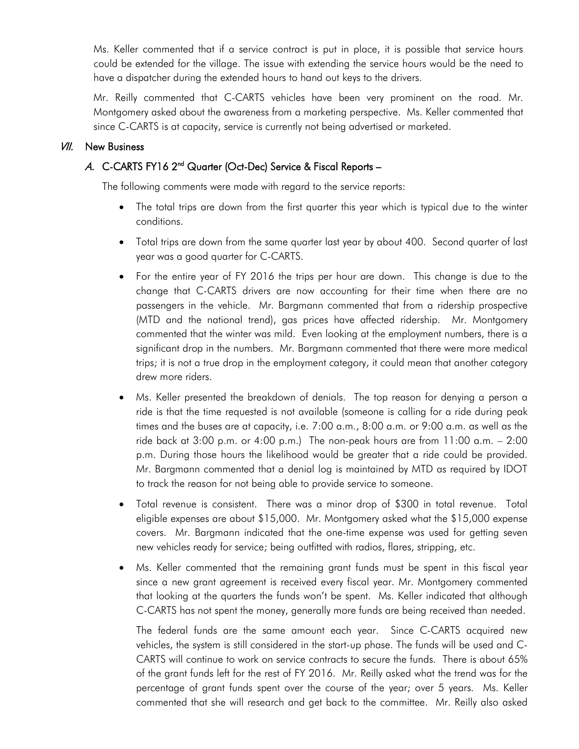Ms. Keller commented that if a service contract is put in place, it is possible that service hours could be extended for the village. The issue with extending the service hours would be the need to have a dispatcher during the extended hours to hand out keys to the drivers.

Mr. Reilly commented that C-CARTS vehicles have been very prominent on the road. Mr. Montgomery asked about the awareness from a marketing perspective. Ms. Keller commented that since C-CARTS is at capacity, service is currently not being advertised or marketed.

## *VII.* New Business

### *A.* C-CARTS FY16 2nd Quarter (Oct-Dec) Service & Fiscal Reports –

The following comments were made with regard to the service reports:

- The total trips are down from the first quarter this year which is typical due to the winter conditions.
- Total trips are down from the same quarter last year by about 400. Second quarter of last year was a good quarter for C-CARTS.
- For the entire year of FY 2016 the trips per hour are down. This change is due to the change that C-CARTS drivers are now accounting for their time when there are no passengers in the vehicle. Mr. Bargmann commented that from a ridership prospective (MTD and the national trend), gas prices have affected ridership. Mr. Montgomery commented that the winter was mild. Even looking at the employment numbers, there is a significant drop in the numbers. Mr. Bargmann commented that there were more medical trips; it is not a true drop in the employment category, it could mean that another category drew more riders.
- Ms. Keller presented the breakdown of denials. The top reason for denying a person a ride is that the time requested is not available (someone is calling for a ride during peak times and the buses are at capacity, i.e. 7:00 a.m., 8:00 a.m. or 9:00 a.m. as well as the ride back at 3:00 p.m. or 4:00 p.m.) The non-peak hours are from 11:00 a.m. – 2:00 p.m. During those hours the likelihood would be greater that a ride could be provided. Mr. Bargmann commented that a denial log is maintained by MTD as required by IDOT to track the reason for not being able to provide service to someone.
- Total revenue is consistent. There was a minor drop of $300 in total revenue. Total eligible expenses are about $15,000. Mr. Montgomery asked what the $15,000 expense covers. Mr. Bargmann indicated that the one-time expense was used for getting seven new vehicles ready for service; being outfitted with radios, flares, stripping, etc.
- Ms. Keller commented that the remaining grant funds must be spent in this fiscal year since a new grant agreement is received every fiscal year. Mr. Montgomery commented that looking at the quarters the funds won't be spent. Ms. Keller indicated that although C-CARTS has not spent the money, generally more funds are being received than needed.

  The federal funds are the same amount each year. Since C-CARTS acquired new vehicles, the system is still considered in the start-up phase. The funds will be used and C-CARTS will continue to work on service contracts to secure the funds. There is about 65% of the grant funds left for the rest of FY 2016. Mr. Reilly asked what the trend was for the percentage of grant funds spent over the course of the year; over 5 years. Ms. Keller commented that she will research and get back to the committee. Mr. Reilly also asked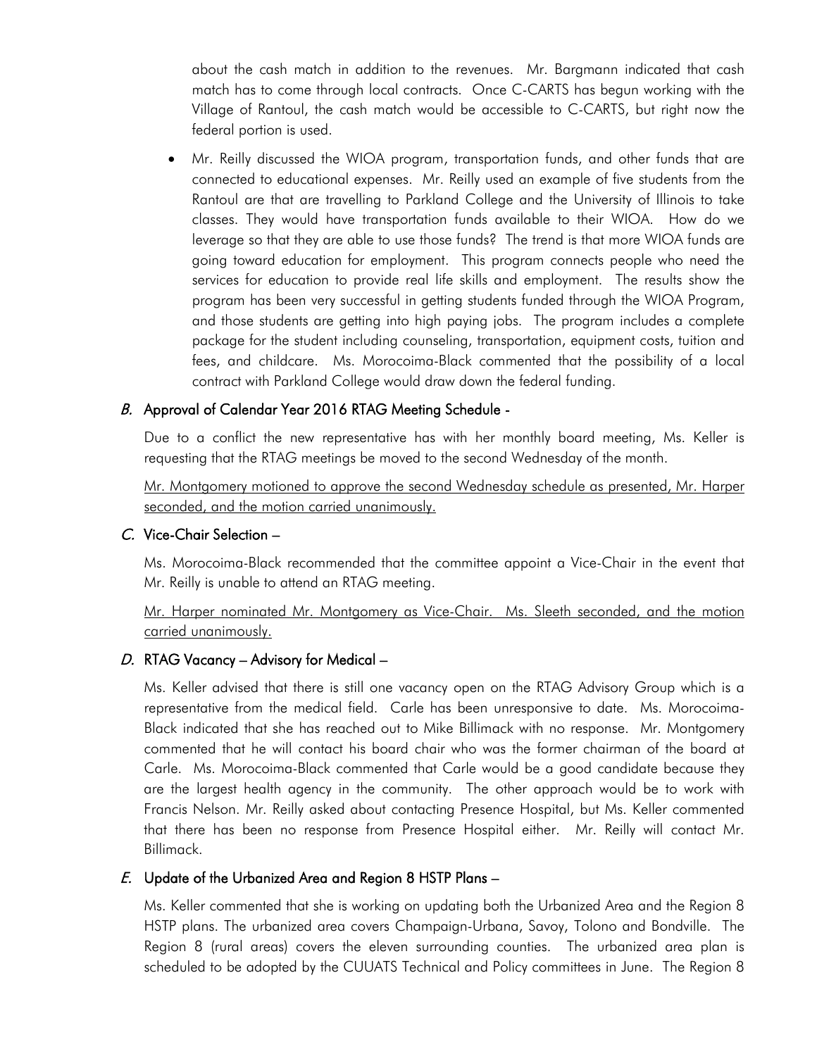about the cash match in addition to the revenues. Mr. Bargmann indicated that cash match has to come through local contracts. Once C-CARTS has begun working with the Village of Rantoul, the cash match would be accessible to C-CARTS, but right now the federal portion is used.

- Mr. Reilly discussed the WIOA program, transportation funds, and other funds that are connected to educational expenses. Mr. Reilly used an example of five students from the Rantoul are that are travelling to Parkland College and the University of Illinois to take classes. They would have transportation funds available to their WIOA. How do we leverage so that they are able to use those funds? The trend is that more WIOA funds are going toward education for employment. This program connects people who need the services for education to provide real life skills and employment. The results show the program has been very successful in getting students funded through the WIOA Program, and those students are getting into high paying jobs. The program includes a complete package for the student including counseling, transportation, equipment costs, tuition and fees, and childcare. Ms. Morocoima-Black commented that the possibility of a local contract with Parkland College would draw down the federal funding.

### *B.* Approval of Calendar Year 2016 RTAG Meeting Schedule -

Due to a conflict the new representative has with her monthly board meeting, Ms. Keller is requesting that the RTAG meetings be moved to the second Wednesday of the month.

<u>Mr. Montgomery motioned to approve the second Wednesday schedule as presented, Mr. Harper seconded, and the motion carried unanimously.</u>

### *C.* Vice-Chair Selection –

Ms. Morocoima-Black recommended that the committee appoint a Vice-Chair in the event that Mr. Reilly is unable to attend an RTAG meeting.

<u>Mr. Harper nominated Mr. Montgomery as Vice-Chair. Ms. Sleeth seconded, and the motion carried unanimously.</u>

### *D.* RTAG Vacancy – Advisory for Medical –

Ms. Keller advised that there is still one vacancy open on the RTAG Advisory Group which is a representative from the medical field. Carle has been unresponsive to date. Ms. Morocoima-Black indicated that she has reached out to Mike Billimack with no response. Mr. Montgomery commented that he will contact his board chair who was the former chairman of the board at Carle. Ms. Morocoima-Black commented that Carle would be a good candidate because they are the largest health agency in the community. The other approach would be to work with Francis Nelson. Mr. Reilly asked about contacting Presence Hospital, but Ms. Keller commented that there has been no response from Presence Hospital either. Mr. Reilly will contact Mr. Billimack.

### *E.* Update of the Urbanized Area and Region 8 HSTP Plans –

Ms. Keller commented that she is working on updating both the Urbanized Area and the Region 8 HSTP plans. The urbanized area covers Champaign-Urbana, Savoy, Tolono and Bondville. The Region 8 (rural areas) covers the eleven surrounding counties. The urbanized area plan is scheduled to be adopted by the CUUATS Technical and Policy committees in June. The Region 8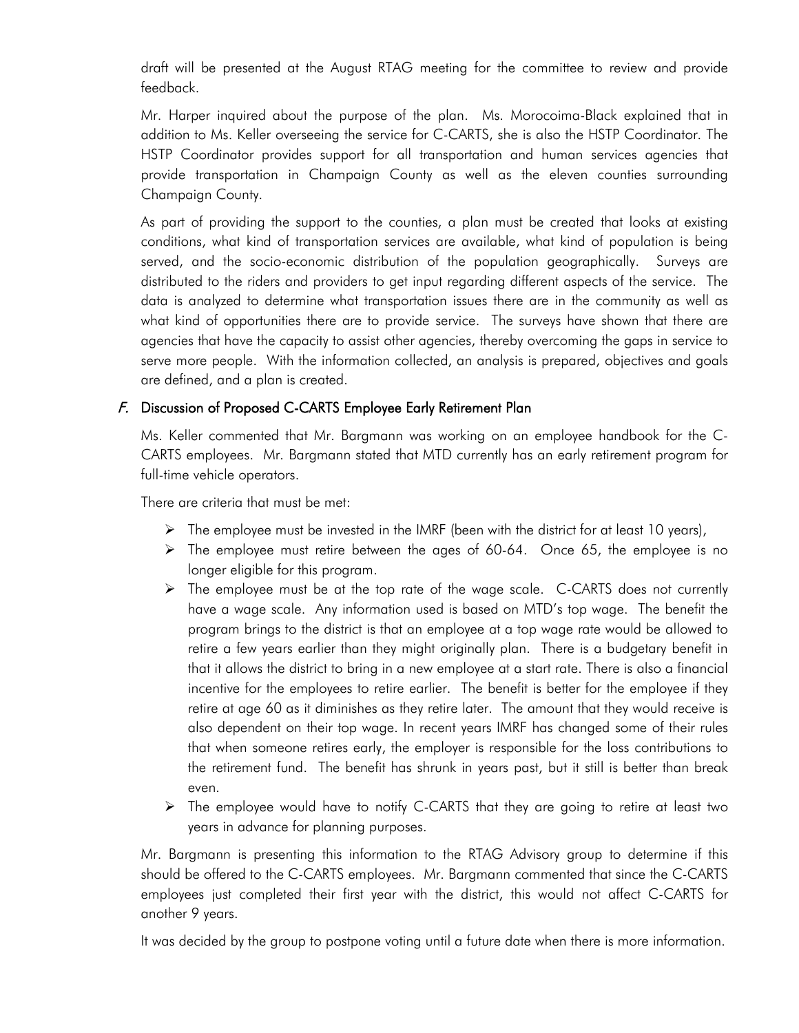draft will be presented at the August RTAG meeting for the committee to review and provide feedback.

Mr. Harper inquired about the purpose of the plan. Ms. Morocoima-Black explained that in addition to Ms. Keller overseeing the service for C-CARTS, she is also the HSTP Coordinator. The HSTP Coordinator provides support for all transportation and human services agencies that provide transportation in Champaign County as well as the eleven counties surrounding Champaign County.

As part of providing the support to the counties, a plan must be created that looks at existing conditions, what kind of transportation services are available, what kind of population is being served, and the socio-economic distribution of the population geographically. Surveys are distributed to the riders and providers to get input regarding different aspects of the service. The data is analyzed to determine what transportation issues there are in the community as well as what kind of opportunities there are to provide service. The surveys have shown that there are agencies that have the capacity to assist other agencies, thereby overcoming the gaps in service to serve more people. With the information collected, an analysis is prepared, objectives and goals are defined, and a plan is created.

### *F.* Discussion of Proposed C-CARTS Employee Early Retirement Plan

Ms. Keller commented that Mr. Bargmann was working on an employee handbook for the C-CARTS employees. Mr. Bargmann stated that MTD currently has an early retirement program for full-time vehicle operators.

There are criteria that must be met:

- The employee must be invested in the IMRF (been with the district for at least 10 years),
- The employee must retire between the ages of 60-64. Once 65, the employee is no longer eligible for this program.
- The employee must be at the top rate of the wage scale. C-CARTS does not currently have a wage scale. Any information used is based on MTD's top wage. The benefit the program brings to the district is that an employee at a top wage rate would be allowed to retire a few years earlier than they might originally plan. There is a budgetary benefit in that it allows the district to bring in a new employee at a start rate. There is also a financial incentive for the employees to retire earlier. The benefit is better for the employee if they retire at age 60 as it diminishes as they retire later. The amount that they would receive is also dependent on their top wage. In recent years IMRF has changed some of their rules that when someone retires early, the employer is responsible for the loss contributions to the retirement fund. The benefit has shrunk in years past, but it still is better than break even.
- The employee would have to notify C-CARTS that they are going to retire at least two years in advance for planning purposes.

Mr. Bargmann is presenting this information to the RTAG Advisory group to determine if this should be offered to the C-CARTS employees. Mr. Bargmann commented that since the C-CARTS employees just completed their first year with the district, this would not affect C-CARTS for another 9 years.

It was decided by the group to postpone voting until a future date when there is more information.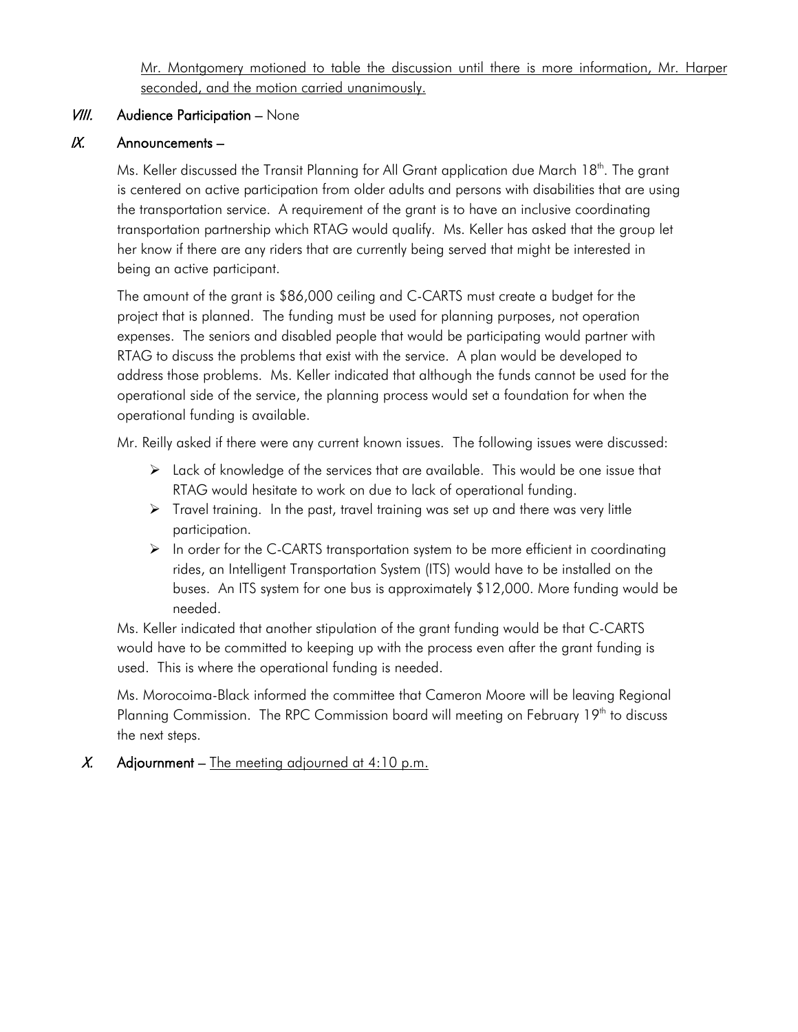Mr. Montgomery motioned to table the discussion until there is more information, Mr. Harper seconded, and the motion carried unanimously.

## *VIII.* Audience Participation – None

## *IX.* Announcements –

Ms. Keller discussed the Transit Planning for All Grant application due March 18th. The grant is centered on active participation from older adults and persons with disabilities that are using the transportation service. A requirement of the grant is to have an inclusive coordinating transportation partnership which RTAG would qualify. Ms. Keller has asked that the group let her know if there are any riders that are currently being served that might be interested in being an active participant.

The amount of the grant is $86,000 ceiling and C-CARTS must create a budget for the project that is planned. The funding must be used for planning purposes, not operation expenses. The seniors and disabled people that would be participating would partner with RTAG to discuss the problems that exist with the service. A plan would be developed to address those problems. Ms. Keller indicated that although the funds cannot be used for the operational side of the service, the planning process would set a foundation for when the operational funding is available.

Mr. Reilly asked if there were any current known issues. The following issues were discussed:

- Lack of knowledge of the services that are available. This would be one issue that RTAG would hesitate to work on due to lack of operational funding.
- Travel training. In the past, travel training was set up and there was very little participation.
- In order for the C-CARTS transportation system to be more efficient in coordinating rides, an Intelligent Transportation System (ITS) would have to be installed on the buses. An ITS system for one bus is approximately $12,000. More funding would be needed.

Ms. Keller indicated that another stipulation of the grant funding would be that C-CARTS would have to be committed to keeping up with the process even after the grant funding is used. This is where the operational funding is needed.

Ms. Morocoima-Black informed the committee that Cameron Moore will be leaving Regional Planning Commission. The RPC Commission board will meeting on February 19th to discuss the next steps.

## *X.* Adjournment – The meeting adjourned at 4:10 p.m.